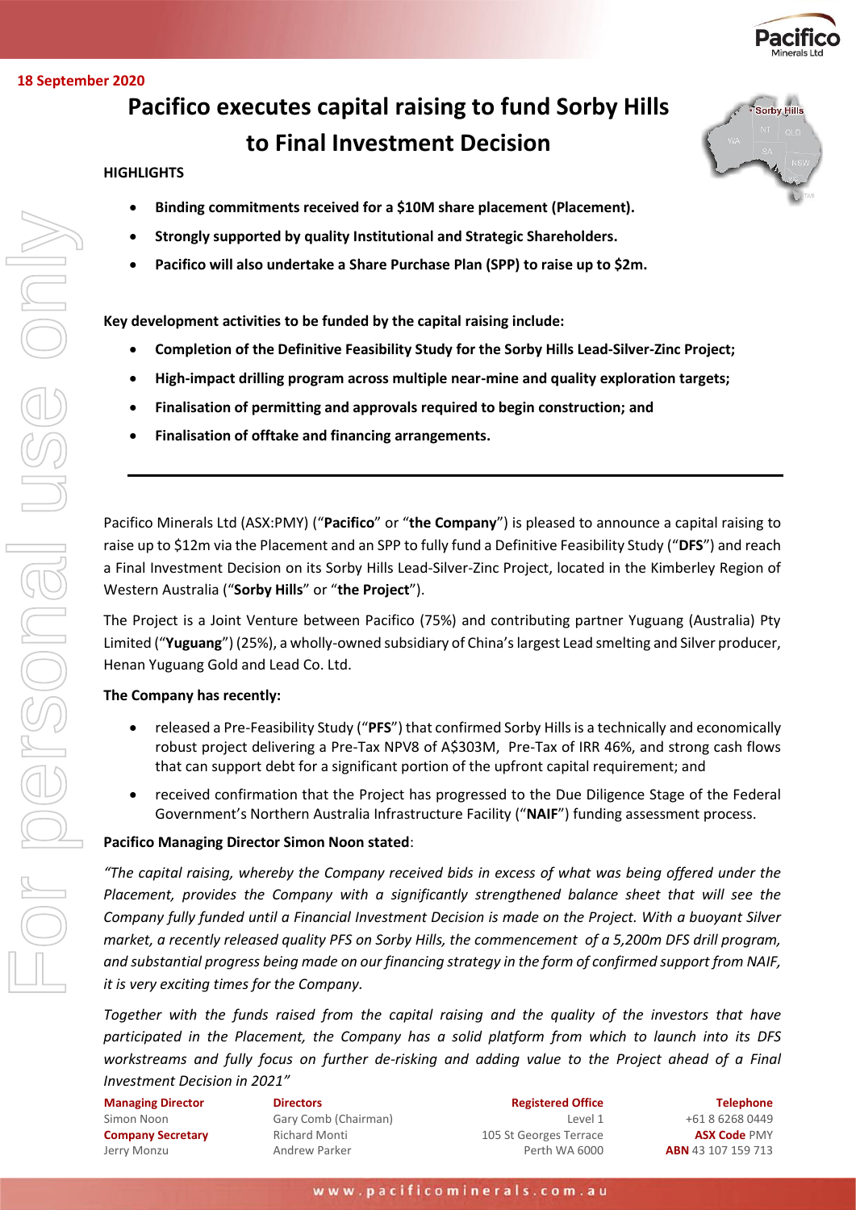18 September 2020

# Pacifico executes capital raising to fund Sorby Hills to Final Investment Decision

**HIGHLIGHTS**

- **Binding commitments received for a $10M share placement (Placement).**
- **Strongly supported by quality Institutional and Strategic Shareholders.**
- **Pacifico will also undertake a Share Purchase Plan (SPP) to raise up to $2m.**

**Key development activities to be funded by the capital raising include:**

- **Completion of the Definitive Feasibility Study for the Sorby Hills Lead-Silver-Zinc Project;**
- **High-impact drilling program across multiple near-mine and quality exploration targets;**
- **Finalisation of permitting and approvals required to begin construction; and**
- **Finalisation of offtake and financing arrangements.**

---

Pacifico Minerals Ltd (ASX:PMY) ("**Pacifico**" or "**the Company**") is pleased to announce a capital raising to raise up to $12m via the Placement and an SPP to fully fund a Definitive Feasibility Study ("**DFS**") and reach a Final Investment Decision on its Sorby Hills Lead-Silver-Zinc Project, located in the Kimberley Region of Western Australia ("**Sorby Hills**" or "**the Project**").

The Project is a Joint Venture between Pacifico (75%) and contributing partner Yuguang (Australia) Pty Limited ("**Yuguang**") (25%), a wholly-owned subsidiary of China's largest Lead smelting and Silver producer, Henan Yuguang Gold and Lead Co. Ltd.

**The Company has recently:**

- released a Pre-Feasibility Study ("**PFS**") that confirmed Sorby Hills is a technically and economically robust project delivering a Pre-Tax NPV8 of A$303M, Pre-Tax of IRR 46%, and strong cash flows that can support debt for a significant portion of the upfront capital requirement; and
- received confirmation that the Project has progressed to the Due Diligence Stage of the Federal Government's Northern Australia Infrastructure Facility ("**NAIF**") funding assessment process.

**Pacifico Managing Director Simon Noon stated**:

*"The capital raising, whereby the Company received bids in excess of what was being offered under the Placement, provides the Company with a significantly strengthened balance sheet that will see the Company fully funded until a Financial Investment Decision is made on the Project. With a buoyant Silver market, a recently released quality PFS on Sorby Hills, the commencement of a 5,200m DFS drill program, and substantial progress being made on our financing strategy in the form of confirmed support from NAIF, it is very exciting times for the Company.*

*Together with the funds raised from the capital raising and the quality of the investors that have participated in the Placement, the Company has a solid platform from which to launch into its DFS workstreams and fully focus on further de-risking and adding value to the Project ahead of a Final Investment Decision in 2021"*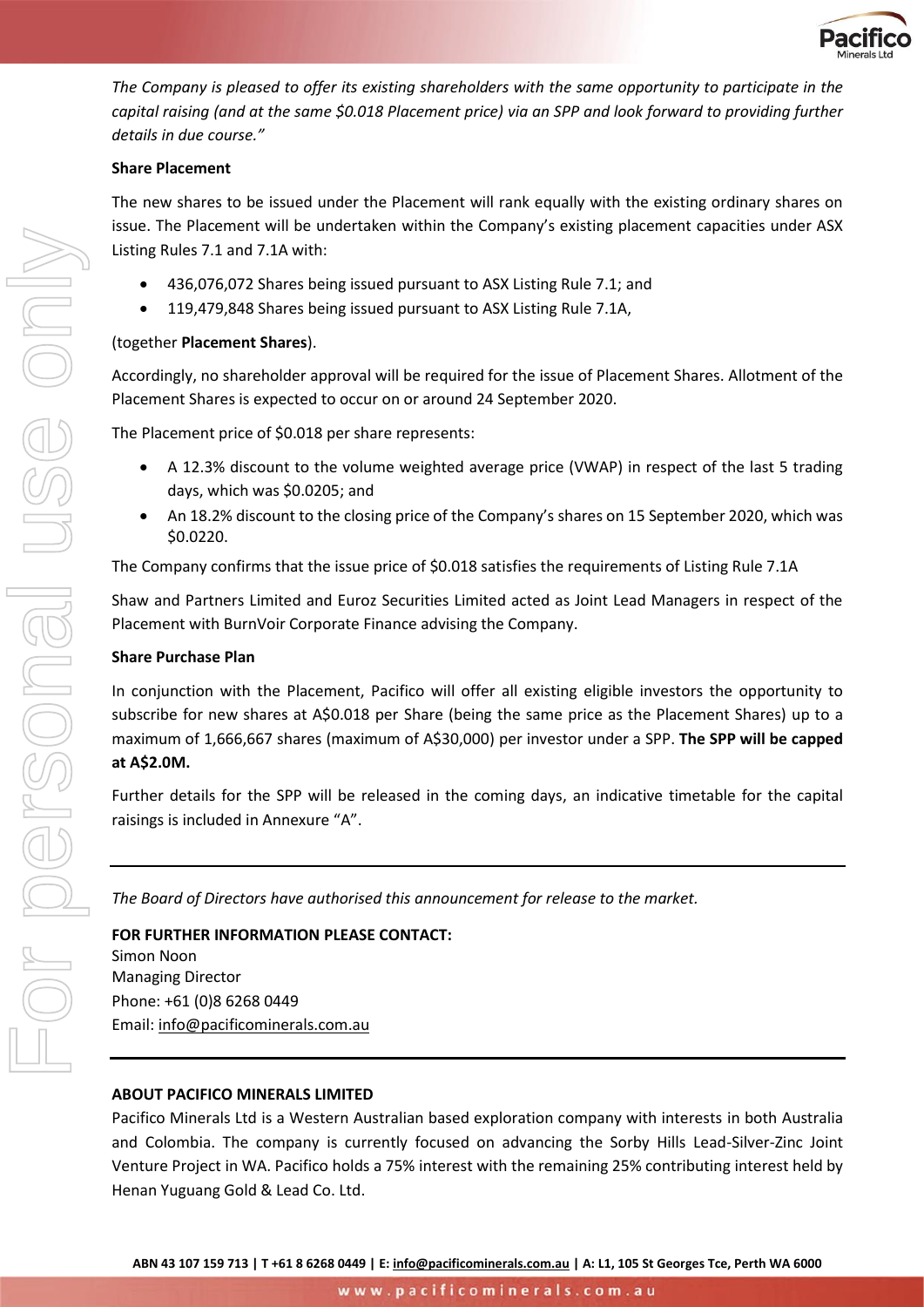*The Company is pleased to offer its existing shareholders with the same opportunity to participate in the capital raising (and at the same $0.018 Placement price) via an SPP and look forward to providing further details in due course."*

**Share Placement**

The new shares to be issued under the Placement will rank equally with the existing ordinary shares on issue. The Placement will be undertaken within the Company's existing placement capacities under ASX Listing Rules 7.1 and 7.1A with:

- 436,076,072 Shares being issued pursuant to ASX Listing Rule 7.1; and
- 119,479,848 Shares being issued pursuant to ASX Listing Rule 7.1A,

(together **Placement Shares**).

Accordingly, no shareholder approval will be required for the issue of Placement Shares. Allotment of the Placement Shares is expected to occur on or around 24 September 2020.

The Placement price of $0.018 per share represents:

- A 12.3% discount to the volume weighted average price (VWAP) in respect of the last 5 trading days, which was $0.0205; and
- An 18.2% discount to the closing price of the Company's shares on 15 September 2020, which was $0.0220.

The Company confirms that the issue price of $0.018 satisfies the requirements of Listing Rule 7.1A

Shaw and Partners Limited and Euroz Securities Limited acted as Joint Lead Managers in respect of the Placement with BurnVoir Corporate Finance advising the Company.

**Share Purchase Plan**

In conjunction with the Placement, Pacifico will offer all existing eligible investors the opportunity to subscribe for new shares at A$0.018 per Share (being the same price as the Placement Shares) up to a maximum of 1,666,667 shares (maximum of A$30,000) per investor under a SPP. **The SPP will be capped at A$2.0M.**

Further details for the SPP will be released in the coming days, an indicative timetable for the capital raisings is included in Annexure "A".

---

*The Board of Directors have authorised this announcement for release to the market.*

**FOR FURTHER INFORMATION PLEASE CONTACT:**
Simon Noon
Managing Director
Phone: +61 (0)8 6268 0449
Email: info@pacificominerals.com.au

---

**ABOUT PACIFICO MINERALS LIMITED**

Pacifico Minerals Ltd is a Western Australian based exploration company with interests in both Australia and Colombia. The company is currently focused on advancing the Sorby Hills Lead-Silver-Zinc Joint Venture Project in WA. Pacifico holds a 75% interest with the remaining 25% contributing interest held by Henan Yuguang Gold & Lead Co. Ltd.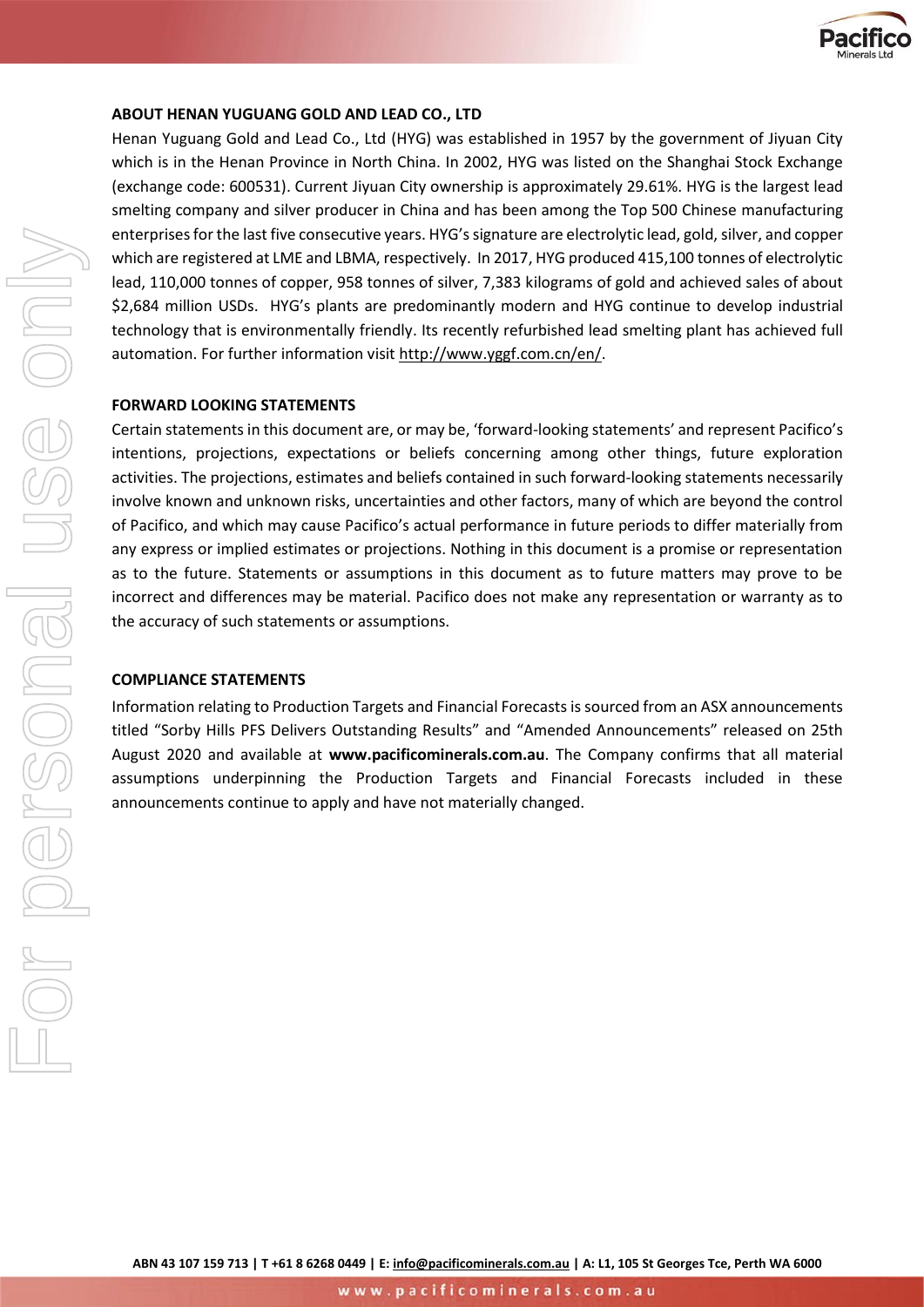**ABOUT HENAN YUGUANG GOLD AND LEAD CO., LTD**

Henan Yuguang Gold and Lead Co., Ltd (HYG) was established in 1957 by the government of Jiyuan City which is in the Henan Province in North China. In 2002, HYG was listed on the Shanghai Stock Exchange (exchange code: 600531). Current Jiyuan City ownership is approximately 29.61%. HYG is the largest lead smelting company and silver producer in China and has been among the Top 500 Chinese manufacturing enterprises for the last five consecutive years. HYG's signature are electrolytic lead, gold, silver, and copper which are registered at LME and LBMA, respectively. In 2017, HYG produced 415,100 tonnes of electrolytic lead, 110,000 tonnes of copper, 958 tonnes of silver, 7,383 kilograms of gold and achieved sales of about $2,684 million USDs. HYG's plants are predominantly modern and HYG continue to develop industrial technology that is environmentally friendly. Its recently refurbished lead smelting plant has achieved full automation. For further information visit http://www.yggf.com.cn/en/.

**FORWARD LOOKING STATEMENTS**

Certain statements in this document are, or may be, 'forward-looking statements' and represent Pacifico's intentions, projections, expectations or beliefs concerning among other things, future exploration activities. The projections, estimates and beliefs contained in such forward-looking statements necessarily involve known and unknown risks, uncertainties and other factors, many of which are beyond the control of Pacifico, and which may cause Pacifico's actual performance in future periods to differ materially from any express or implied estimates or projections. Nothing in this document is a promise or representation as to the future. Statements or assumptions in this document as to future matters may prove to be incorrect and differences may be material. Pacifico does not make any representation or warranty as to the accuracy of such statements or assumptions.

**COMPLIANCE STATEMENTS**

Information relating to Production Targets and Financial Forecasts is sourced from an ASX announcements titled "Sorby Hills PFS Delivers Outstanding Results" and "Amended Announcements" released on 25th August 2020 and available at **www.pacificominerals.com.au**. The Company confirms that all material assumptions underpinning the Production Targets and Financial Forecasts included in these announcements continue to apply and have not materially changed.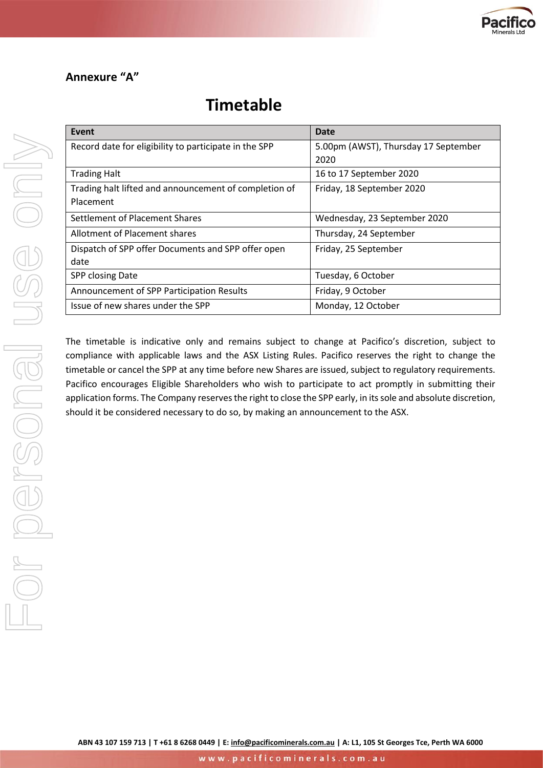**Annexure "A"**

# Timetable

| Event | Date |
|---|---|
| Record date for eligibility to participate in the SPP | 5.00pm (AWST), Thursday 17 September 2020 |
| Trading Halt | 16 to 17 September 2020 |
| Trading halt lifted and announcement of completion of Placement | Friday, 18 September 2020 |
| Settlement of Placement Shares | Wednesday, 23 September 2020 |
| Allotment of Placement shares | Thursday, 24 September |
| Dispatch of SPP offer Documents and SPP offer open date | Friday, 25 September |
| SPP closing Date | Tuesday, 6 October |
| Announcement of SPP Participation Results | Friday, 9 October |
| Issue of new shares under the SPP | Monday, 12 October |

The timetable is indicative only and remains subject to change at Pacifico's discretion, subject to compliance with applicable laws and the ASX Listing Rules. Pacifico reserves the right to change the timetable or cancel the SPP at any time before new Shares are issued, subject to regulatory requirements. Pacifico encourages Eligible Shareholders who wish to participate to act promptly in submitting their application forms. The Company reserves the right to close the SPP early, in its sole and absolute discretion, should it be considered necessary to do so, by making an announcement to the ASX.